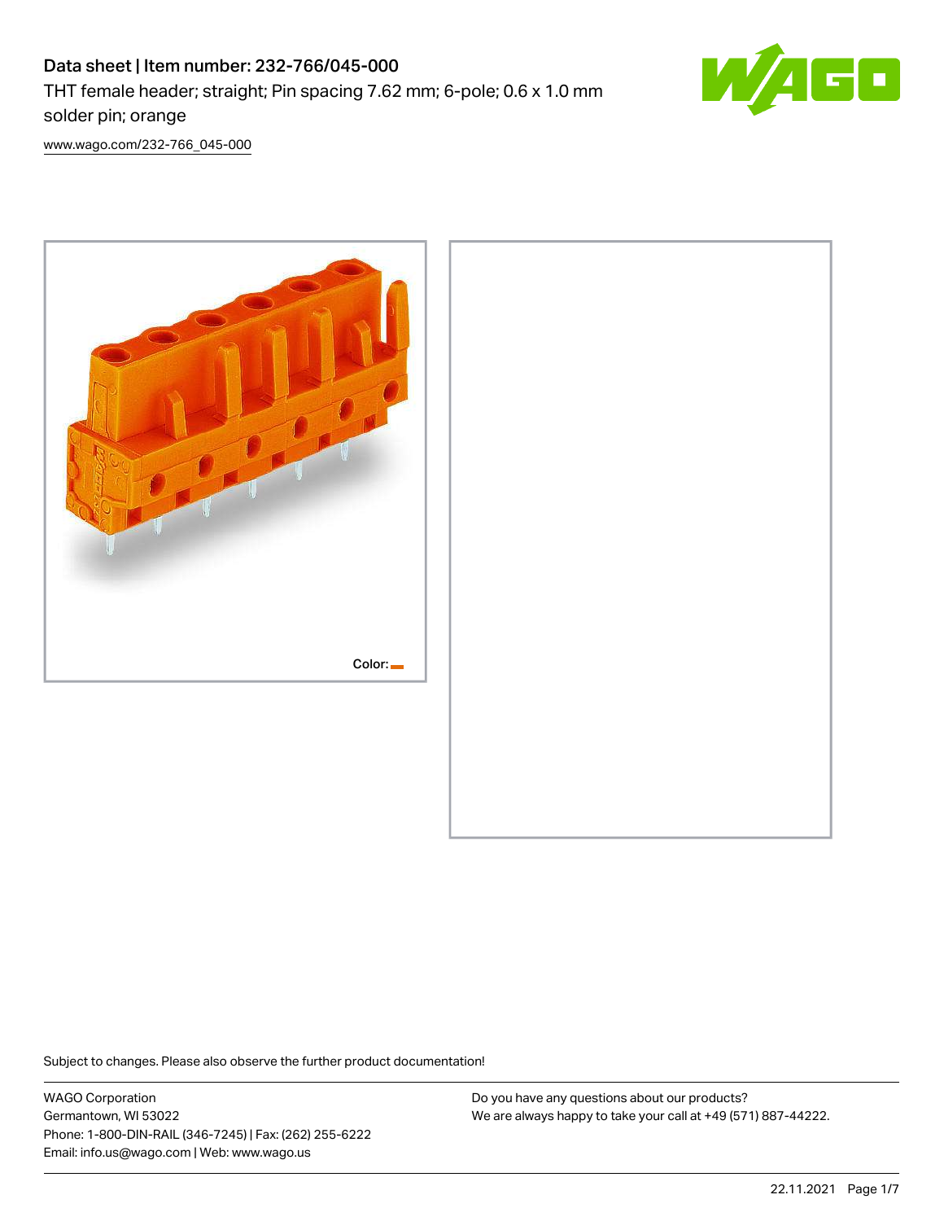# Data sheet | Item number: 232-766/045-000

THT female header; straight; Pin spacing 7.62 mm; 6-pole; 0.6 x 1.0 mm solder pin; orange

www.wago.com/232-766_045-000

Color:

Subject to changes. Please also observe the further product documentation!

WAGO Corporation
Germantown, WI 53022
Phone: 1-800-DIN-RAIL (346-7245) | Fax: (262) 255-6222
Email: info.us@wago.com | Web: www.wago.us

Do you have any questions about our products?
We are always happy to take your call at +49 (571) 887-44222.

22.11.2021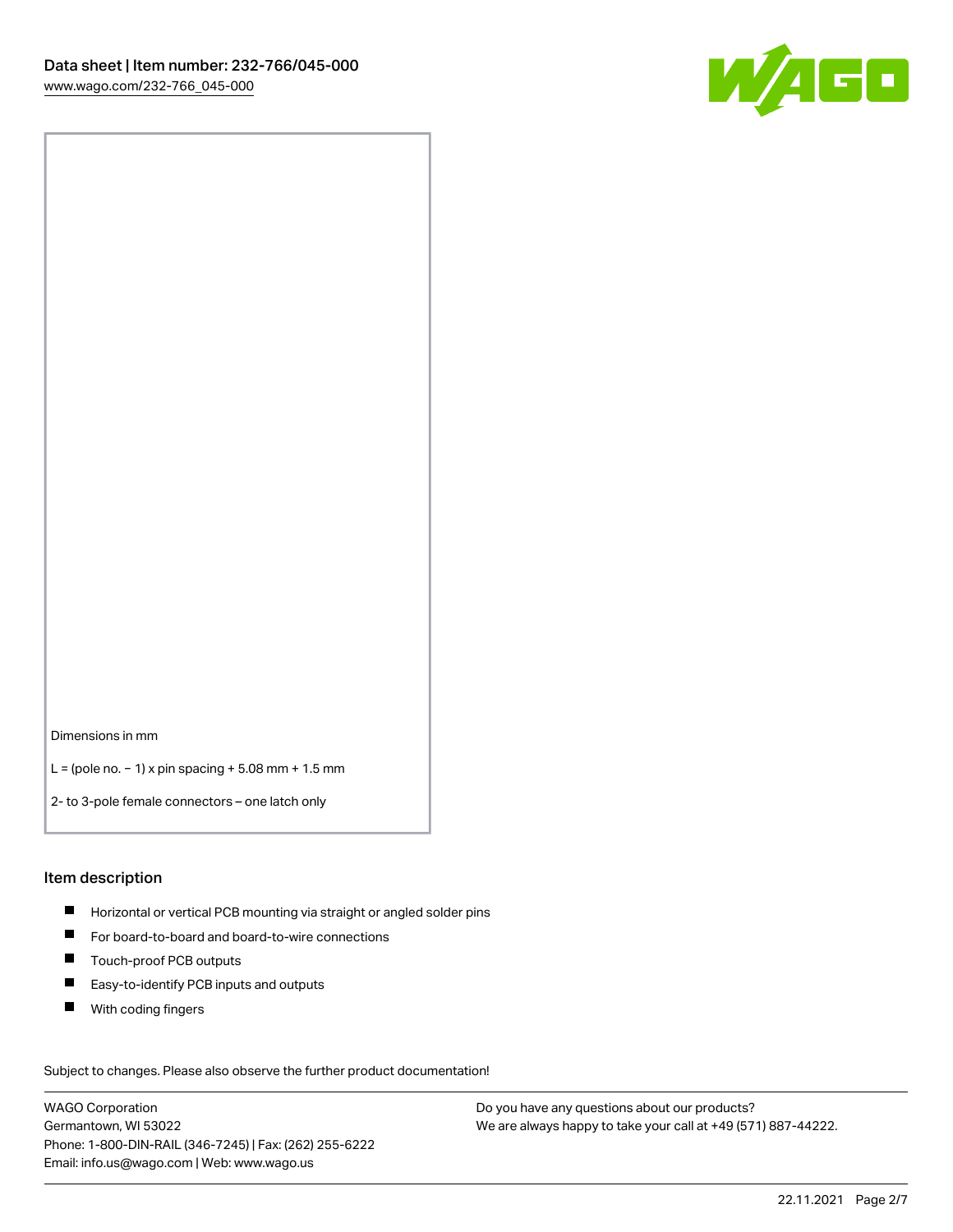Dimensions in mm

L = (pole no. − 1) x pin spacing + 5.08 mm + 1.5 mm

2- to 3-pole female connectors – one latch only

## Item description

- Horizontal or vertical PCB mounting via straight or angled solder pins
- For board-to-board and board-to-wire connections
- Touch-proof PCB outputs
- Easy-to-identify PCB inputs and outputs
- With coding fingers

Subject to changes. Please also observe the further product documentation!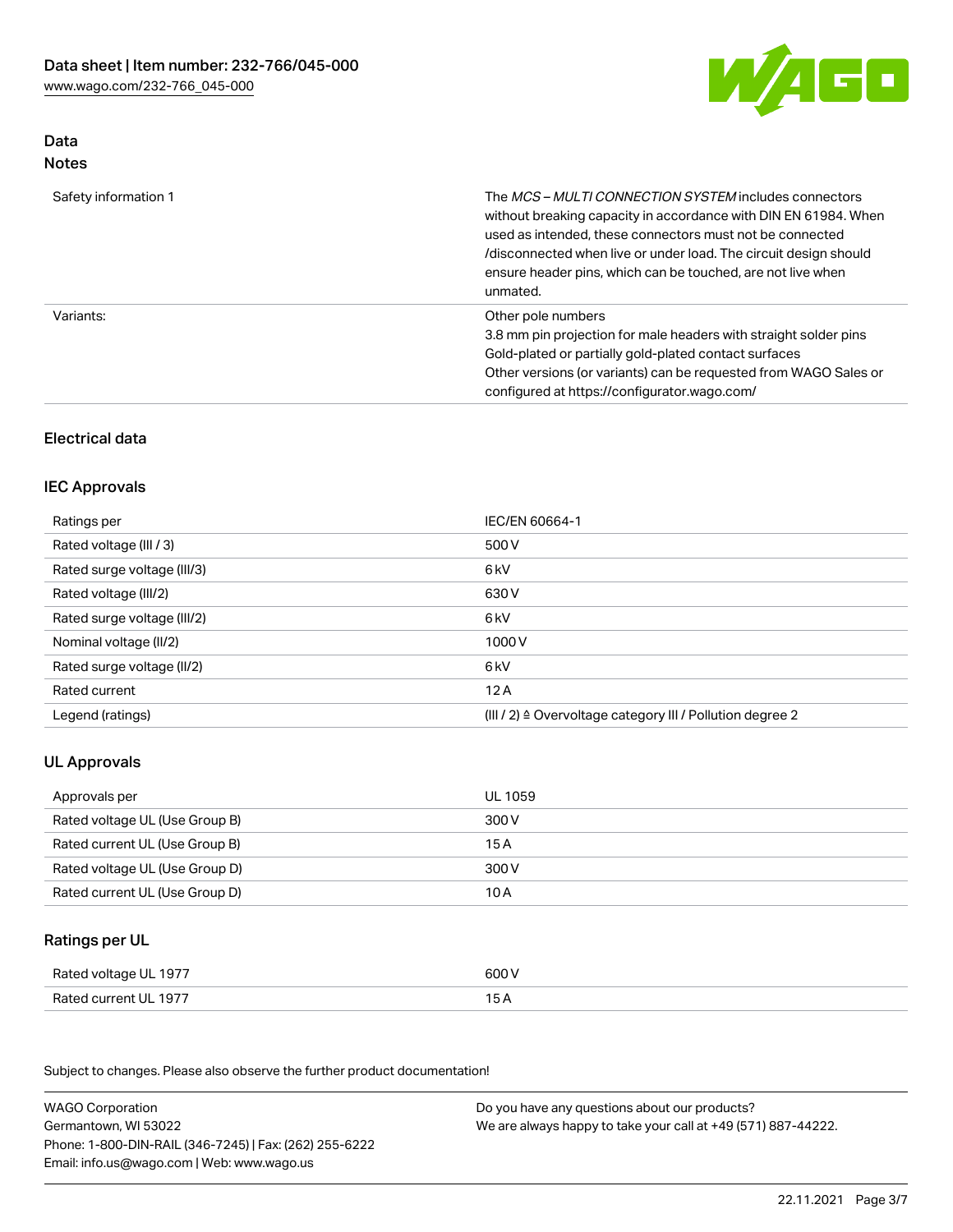## Data

### Notes

| | |
|---|---|
| Safety information 1 | The *MCS – MULTI CONNECTION SYSTEM* includes connectors without breaking capacity in accordance with DIN EN 61984. When used as intended, these connectors must not be connected /disconnected when live or under load. The circuit design should ensure header pins, which can be touched, are not live when unmated. |
| Variants: | Other pole numbers<br>3.8 mm pin projection for male headers with straight solder pins<br>Gold-plated or partially gold-plated contact surfaces<br>Other versions (or variants) can be requested from WAGO Sales or configured at https://configurator.wago.com/ |

## Electrical data

### IEC Approvals

| | |
|---|---|
| Ratings per | IEC/EN 60664-1 |
| Rated voltage (III / 3) | 500 V |
| Rated surge voltage (III/3) | 6 kV |
| Rated voltage (III/2) | 630 V |
| Rated surge voltage (III/2) | 6 kV |
| Nominal voltage (II/2) | 1000 V |
| Rated surge voltage (II/2) | 6 kV |
| Rated current | 12 A |
| Legend (ratings) | (III / 2) ≙ Overvoltage category III / Pollution degree 2 |

### UL Approvals

| | |
|---|---|
| Approvals per | UL 1059 |
| Rated voltage UL (Use Group B) | 300 V |
| Rated current UL (Use Group B) | 15 A |
| Rated voltage UL (Use Group D) | 300 V |
| Rated current UL (Use Group D) | 10 A |

### Ratings per UL

| | |
|---|---|
| Rated voltage UL 1977 | 600 V |
| Rated current UL 1977 | 15 A |

Subject to changes. Please also observe the further product documentation!

WAGO Corporation
Germantown, WI 53022
Phone: 1-800-DIN-RAIL (346-7245) | Fax: (262) 255-6222
Email: info.us@wago.com | Web: www.wago.us

Do you have any questions about our products?
We are always happy to take your call at +49 (571) 887-44222.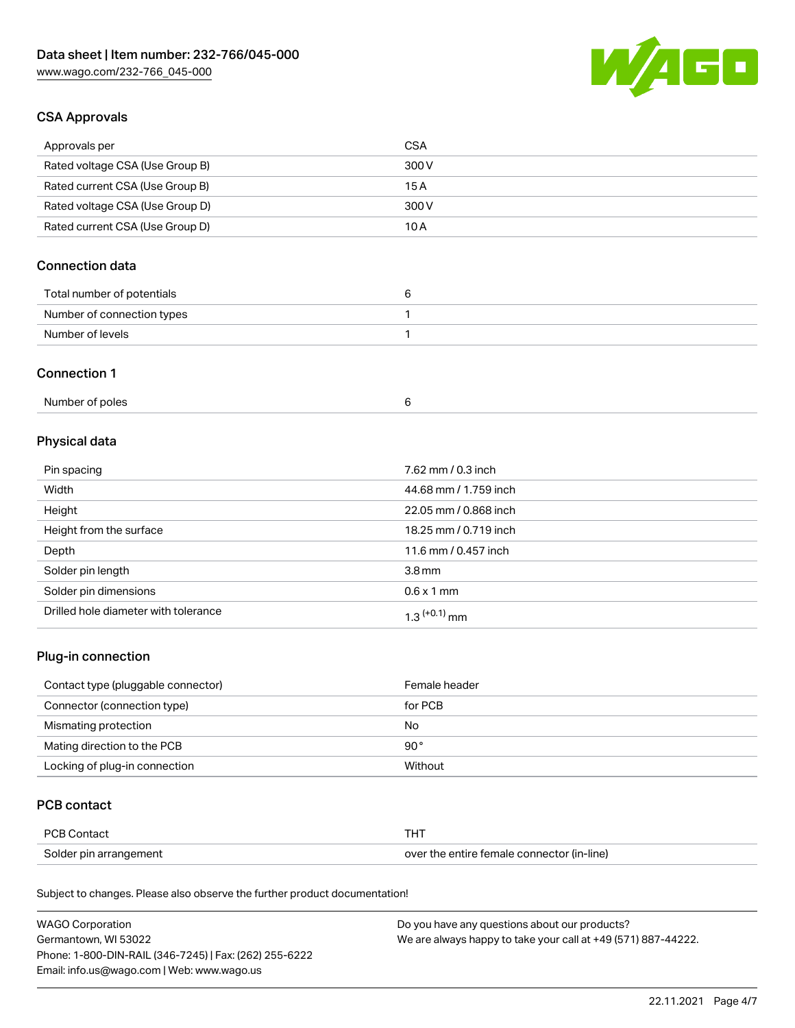## CSA Approvals

| Approvals per | CSA |
|---|---|
| Rated voltage CSA (Use Group B) | 300 V |
| Rated current CSA (Use Group B) | 15 A |
| Rated voltage CSA (Use Group D) | 300 V |
| Rated current CSA (Use Group D) | 10 A |

## Connection data

| Total number of potentials | 6 |
|---|---|
| Number of connection types | 1 |
| Number of levels | 1 |

## Connection 1

| Number of poles | 6 |
|---|---|

## Physical data

| Pin spacing | 7.62 mm / 0.3 inch |
|---|---|
| Width | 44.68 mm / 1.759 inch |
| Height | 22.05 mm / 0.868 inch |
| Height from the surface | 18.25 mm / 0.719 inch |
| Depth | 11.6 mm / 0.457 inch |
| Solder pin length | 3.8 mm |
| Solder pin dimensions | 0.6 x 1 mm |
| Drilled hole diameter with tolerance | $1.3^{(+0.1)}$ mm |

## Plug-in connection

| Contact type (pluggable connector) | Female header |
|---|---|
| Connector (connection type) | for PCB |
| Mismating protection | No |
| Mating direction to the PCB | 90 ° |
| Locking of plug-in connection | Without |

## PCB contact

| PCB Contact | THT |
|---|---|
| Solder pin arrangement | over the entire female connector (in-line) |

Subject to changes. Please also observe the further product documentation!

WAGO Corporation
Germantown, WI 53022
Phone: 1-800-DIN-RAIL (346-7245) | Fax: (262) 255-6222
Email: info.us@wago.com | Web: www.wago.us

Do you have any questions about our products?
We are always happy to take your call at +49 (571) 887-44222.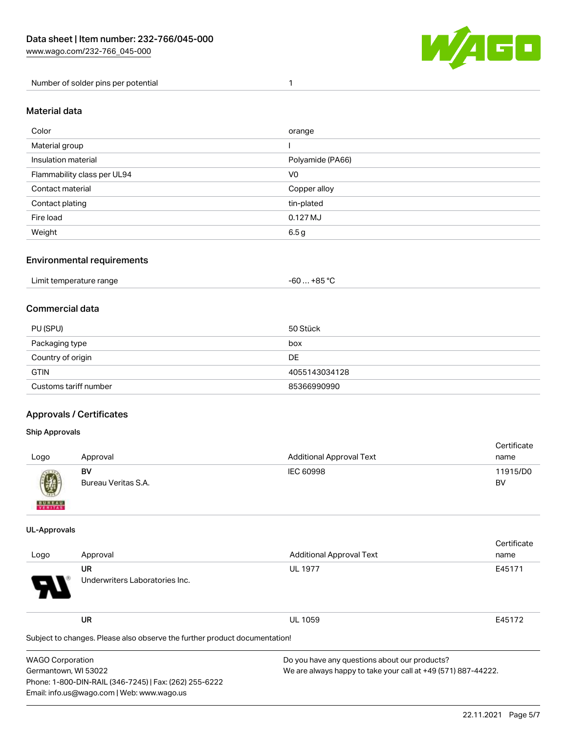| Number of solder pins per potential | 1 |
| --- | --- |

## Material data

| Color | orange |
| --- | --- |
| Material group | I |
| Insulation material | Polyamide (PA66) |
| Flammability class per UL94 | V0 |
| Contact material | Copper alloy |
| Contact plating | tin-plated |
| Fire load | 0.127 MJ |
| Weight | 6.5 g |

## Environmental requirements

| Limit temperature range | -60 … +85 °C |
| --- | --- |

## Commercial data

| PU (SPU) | 50 Stück |
| --- | --- |
| Packaging type | box |
| Country of origin | DE |
| GTIN | 4055143034128 |
| Customs tariff number | 85366990990 |

## Approvals / Certificates

### Ship Approvals

| Logo | Approval | Additional Approval Text | Certificate name |
| --- | --- | --- | --- |
| | **BV**<br>Bureau Veritas S.A. | IEC 60998 | 11915/D0 BV |

### UL-Approvals

| Logo | Approval | Additional Approval Text | Certificate name |
| --- | --- | --- | --- |
| | **UR**<br>Underwriters Laboratories Inc. | UL 1977 | E45171 |
| | **UR** | UL 1059 | E45172 |

Subject to changes. Please also observe the further product documentation!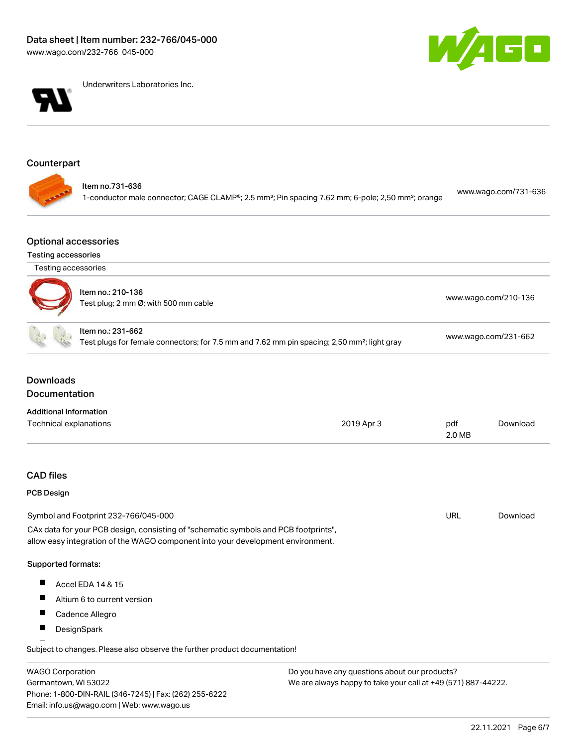Underwriters Laboratories Inc.

## Counterpart

Item no.731-636
1-conductor male connector; CAGE CLAMP®; 2.5 mm²; Pin spacing 7.62 mm; 6-pole; 2,50 mm²; orange — www.wago.com/731-636

## Optional accessories

### Testing accessories

| Testing accessories | |
|---|---|
| Item no.: 210-136<br>Test plug; 2 mm Ø; with 500 mm cable | www.wago.com/210-136 |
| Item no.: 231-662<br>Test plugs for female connectors; for 7.5 mm and 7.62 mm pin spacing; 2,50 mm²; light gray | www.wago.com/231-662 |

## Downloads

## Documentation

### Additional Information

| Technical explanations | 2019 Apr 3 | pdf<br>2.0 MB | Download |
|---|---|---|---|

## CAD files

### PCB Design

| Symbol and Footprint 232-766/045-000 | URL | Download |
|---|---|---|

CAx data for your PCB design, consisting of "schematic symbols and PCB footprints", allow easy integration of the WAGO component into your development environment.

**Supported formats:**

- Accel EDA 14 & 15
- Altium 6 to current version
- Cadence Allegro
- DesignSpark

Subject to changes. Please also observe the further product documentation!

WAGO Corporation
Germantown, WI 53022
Phone: 1-800-DIN-RAIL (346-7245) | Fax: (262) 255-6222
Email: info.us@wago.com | Web: www.wago.us

Do you have any questions about our products?
We are always happy to take your call at +49 (571) 887-44222.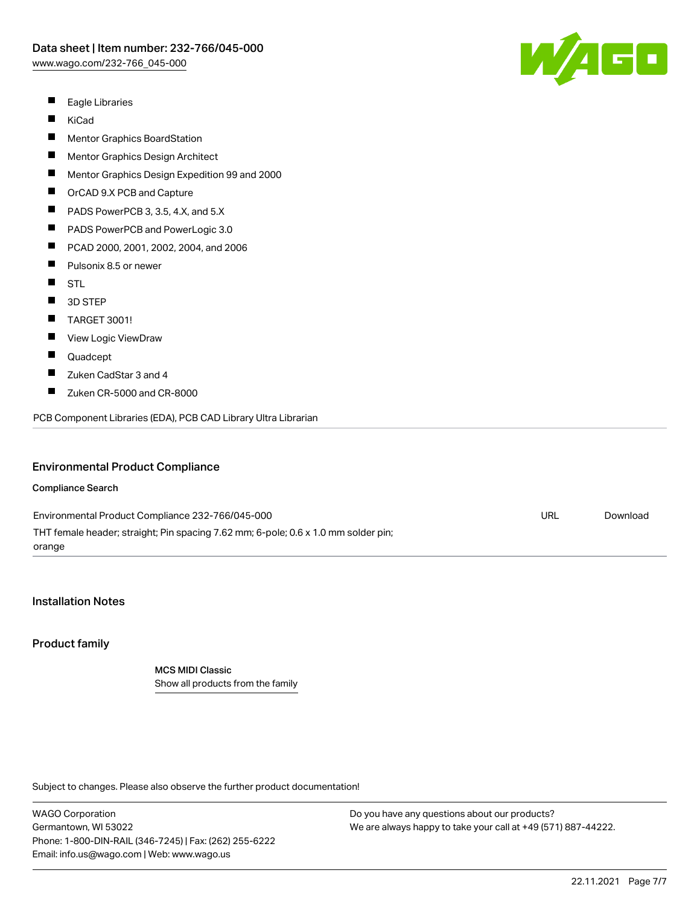- Eagle Libraries
- KiCad
- Mentor Graphics BoardStation
- Mentor Graphics Design Architect
- Mentor Graphics Design Expedition 99 and 2000
- OrCAD 9.X PCB and Capture
- PADS PowerPCB 3, 3.5, 4.X, and 5.X
- PADS PowerPCB and PowerLogic 3.0
- PCAD 2000, 2001, 2002, 2004, and 2006
- Pulsonix 8.5 or newer
- STL
- 3D STEP
- TARGET 3001!
- View Logic ViewDraw
- Quadcept
- Zuken CadStar 3 and 4
- Zuken CR-5000 and CR-8000

PCB Component Libraries (EDA), PCB CAD Library Ultra Librarian

## Environmental Product Compliance

### Compliance Search

| | | |
|---|---|---|
| Environmental Product Compliance 232-766/045-000 | URL | Download |
| THT female header; straight; Pin spacing 7.62 mm; 6-pole; 0.6 x 1.0 mm solder pin; orange | | |

## Installation Notes

## Product family

**MCS MIDI Classic**
Show all products from the family

Subject to changes. Please also observe the further product documentation!

WAGO Corporation
Germantown, WI 53022
Phone: 1-800-DIN-RAIL (346-7245) | Fax: (262) 255-6222
Email: info.us@wago.com | Web: www.wago.us

Do you have any questions about our products?
We are always happy to take your call at +49 (571) 887-44222.